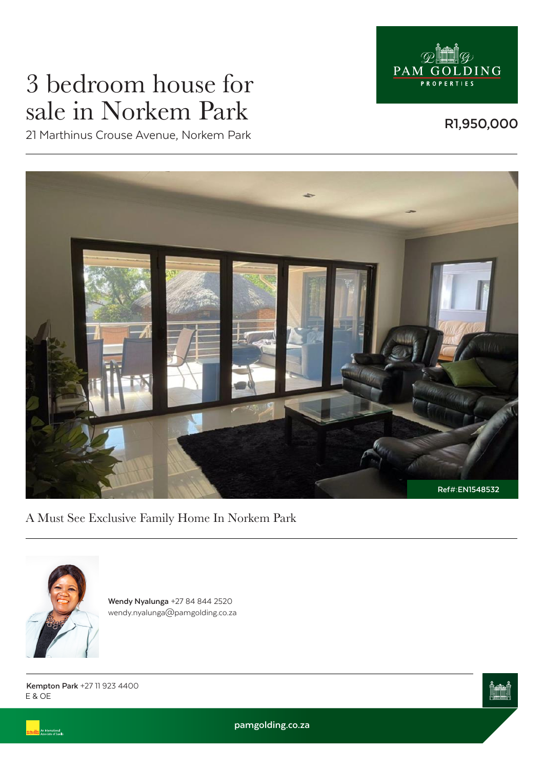# 3 bedroom house for sale in Norkem Park

21 Marthinus Crouse Avenue, Norkem Park

**R1,950,000**

Ref#: EN1548532

A Must See Exclusive Family Home In Norkem Park

**Wendy Nyalunga** +27 84 844 2520
wendy.nyalunga@pamgolding.co.za

**Kempton Park** +27 11 923 4400
E & OE

pamgolding.co.za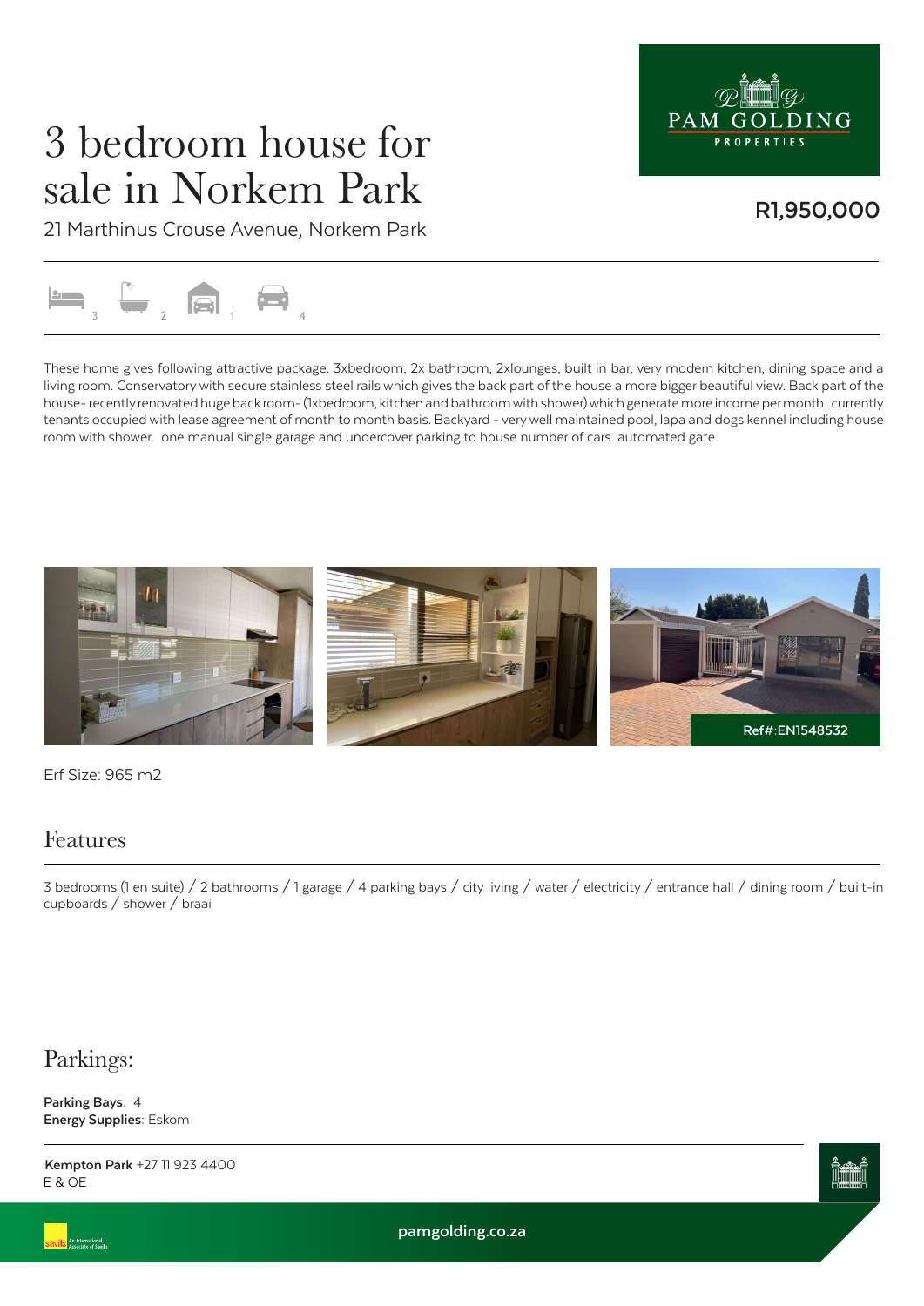# 3 bedroom house for sale in Norkem Park

21 Marthinus Crouse Avenue, Norkem Park

**R1,950,000**

3 2 1 4

These home gives following attractive package. 3xbedroom, 2x bathroom, 2xlounges, built in bar, very modern kitchen, dining space and a living room. Conservatory with secure stainless steel rails which gives the back part of the house a more bigger beautiful view. Back part of the house- recently renovated huge back room- (1xbedroom, kitchen and bathroom with shower) which generate more income per month. currently tenants occupied with lease agreement of month to month basis. Backyard - very well maintained pool, lapa and dogs kennel including house room with shower. one manual single garage and undercover parking to house number of cars. automated gate

Ref#:EN1548532

Erf Size: 965 m2

## Features

3 bedrooms (1 en suite) / 2 bathrooms / 1 garage / 4 parking bays / city living / water / electricity / entrance hall / dining room / built-in cupboards / shower / braai

## Parkings:

**Parking Bays**: 4
**Energy Supplies**: Eskom

**Kempton Park** +27 11 923 4400
E & OE

pamgolding.co.za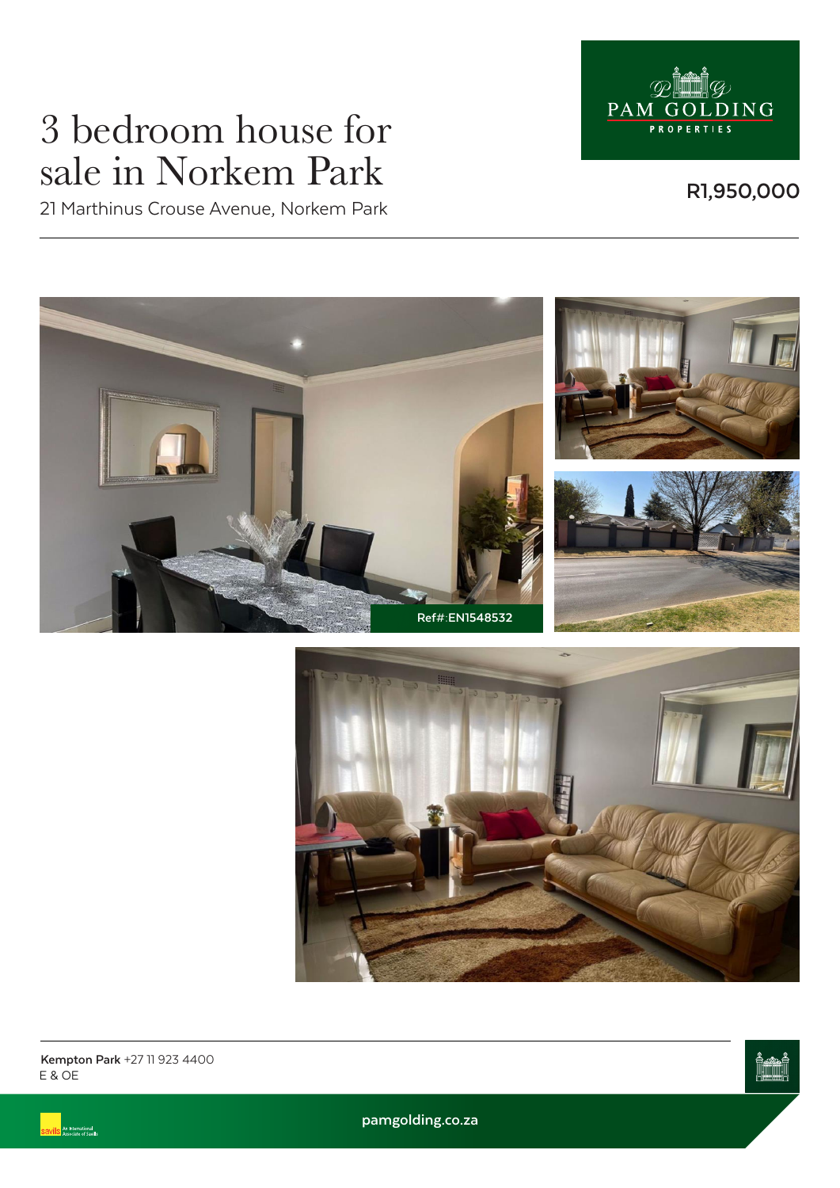# 3 bedroom house for sale in Norkem Park

21 Marthinus Crouse Avenue, Norkem Park

PAM GOLDING PROPERTIES

**R1,950,000**

Ref#:EN1548532

**Kempton Park** +27 11 923 4400
E & OE

pamgolding.co.za